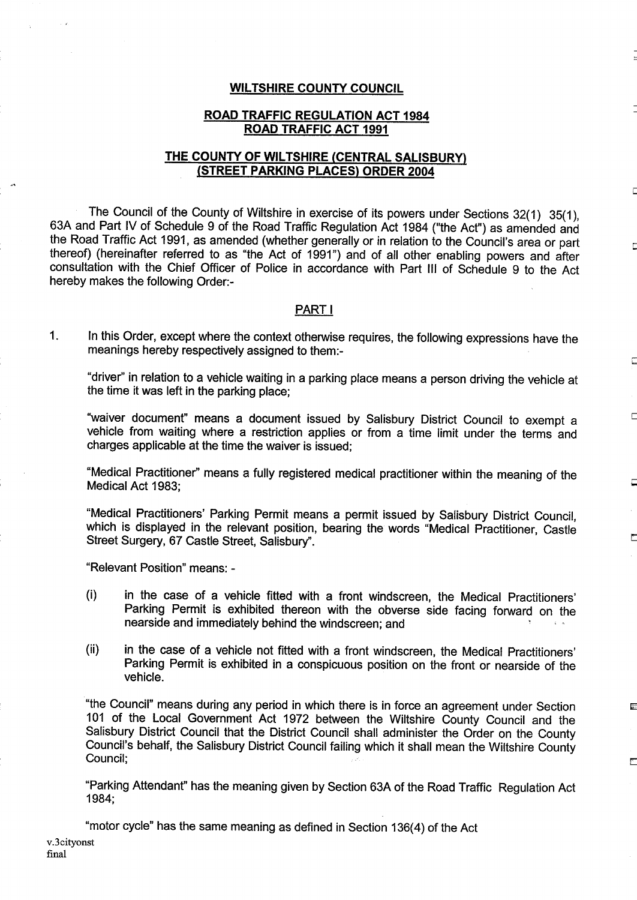**WILTSHIRE COUNTY COUNCIL**

**ROAD TRAFFIC REGULATION ACT 1984**
**ROAD TRAFFIC ACT 1991**

**THE COUNTY OF WILTSHIRE (CENTRAL SALISBURY) (STREET PARKING PLACES) ORDER 2004**

The Council of the County of Wiltshire in exercise of its powers under Sections 32(1) 35(1), 63A and Part IV of Schedule 9 of the Road Traffic Regulation Act 1984 ("the Act") as amended and the Road Traffic Act 1991, as amended (whether generally or in relation to the Council's area or part thereof) (hereinafter referred to as "the Act of 1991") and of all other enabling powers and after consultation with the Chief Officer of Police in accordance with Part III of Schedule 9 to the Act hereby makes the following Order:-

**PART I**

1. In this Order, except where the context otherwise requires, the following expressions have the meanings hereby respectively assigned to them:-

"driver" in relation to a vehicle waiting in a parking place means a person driving the vehicle at the time it was left in the parking place;

"waiver document" means a document issued by Salisbury District Council to exempt a vehicle from waiting where a restriction applies or from a time limit under the terms and charges applicable at the time the waiver is issued;

"Medical Practitioner" means a fully registered medical practitioner within the meaning of the Medical Act 1983;

"Medical Practitioners' Parking Permit means a permit issued by Salisbury District Council, which is displayed in the relevant position, bearing the words "Medical Practitioner, Castle Street Surgery, 67 Castle Street, Salisbury".

"Relevant Position" means: -

(i) in the case of a vehicle fitted with a front windscreen, the Medical Practitioners' Parking Permit is exhibited thereon with the obverse side facing forward on the nearside and immediately behind the windscreen; and

(ii) in the case of a vehicle not fitted with a front windscreen, the Medical Practitioners' Parking Permit is exhibited in a conspicuous position on the front or nearside of the vehicle.

"the Council" means during any period in which there is in force an agreement under Section 101 of the Local Government Act 1972 between the Wiltshire County Council and the Salisbury District Council that the District Council shall administer the Order on the County Council's behalf, the Salisbury District Council failing which it shall mean the Wiltshire County Council;

"Parking Attendant" has the meaning given by Section 63A of the Road Traffic Regulation Act 1984;

"motor cycle" has the same meaning as defined in Section 136(4) of the Act

v.3cityonst
final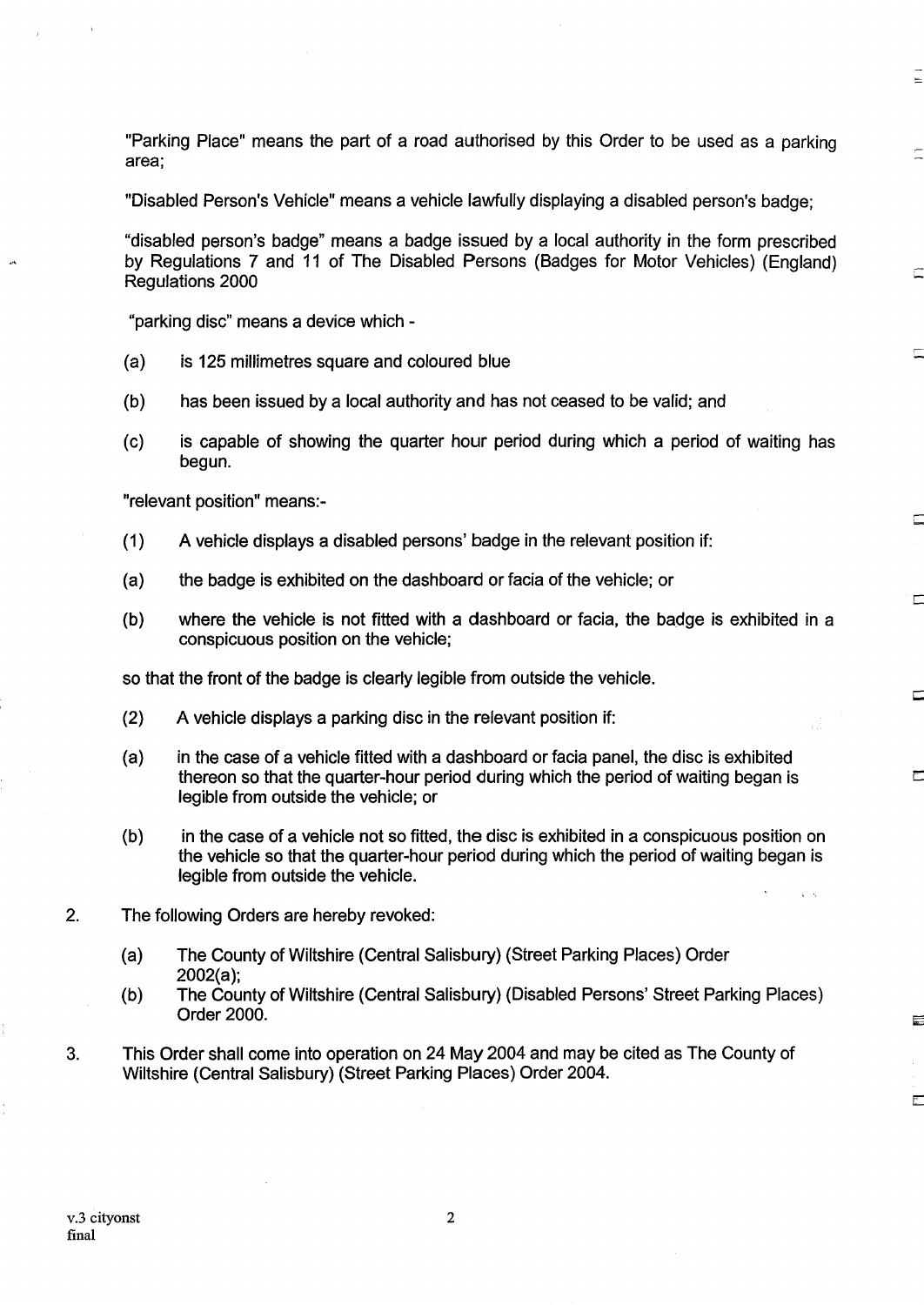"Parking Place" means the part of a road authorised by this Order to be used as a parking area;

"Disabled Person's Vehicle" means a vehicle lawfully displaying a disabled person's badge;

“disabled person's badge” means a badge issued by a local authority in the form prescribed by Regulations 7 and 11 of The Disabled Persons (Badges for Motor Vehicles) (England) Regulations 2000

“parking disc” means a device which -

(a) is 125 millimetres square and coloured blue

(b) has been issued by a local authority and has not ceased to be valid; and

(c) is capable of showing the quarter hour period during which a period of waiting has begun.

"relevant position" means:-

(1) A vehicle displays a disabled persons' badge in the relevant position if:

(a) the badge is exhibited on the dashboard or facia of the vehicle; or

(b) where the vehicle is not fitted with a dashboard or facia, the badge is exhibited in a conspicuous position on the vehicle;

so that the front of the badge is clearly legible from outside the vehicle.

(2) A vehicle displays a parking disc in the relevant position if:

(a) in the case of a vehicle fitted with a dashboard or facia panel, the disc is exhibited thereon so that the quarter-hour period during which the period of waiting began is legible from outside the vehicle; or

(b) in the case of a vehicle not so fitted, the disc is exhibited in a conspicuous position on the vehicle so that the quarter-hour period during which the period of waiting began is legible from outside the vehicle.

2. The following Orders are hereby revoked:

   (a) The County of Wiltshire (Central Salisbury) (Street Parking Places) Order 2002(a);
   (b) The County of Wiltshire (Central Salisbury) (Disabled Persons' Street Parking Places) Order 2000.

3. This Order shall come into operation on 24 May 2004 and may be cited as The County of Wiltshire (Central Salisbury) (Street Parking Places) Order 2004.

v.3 cityonst
final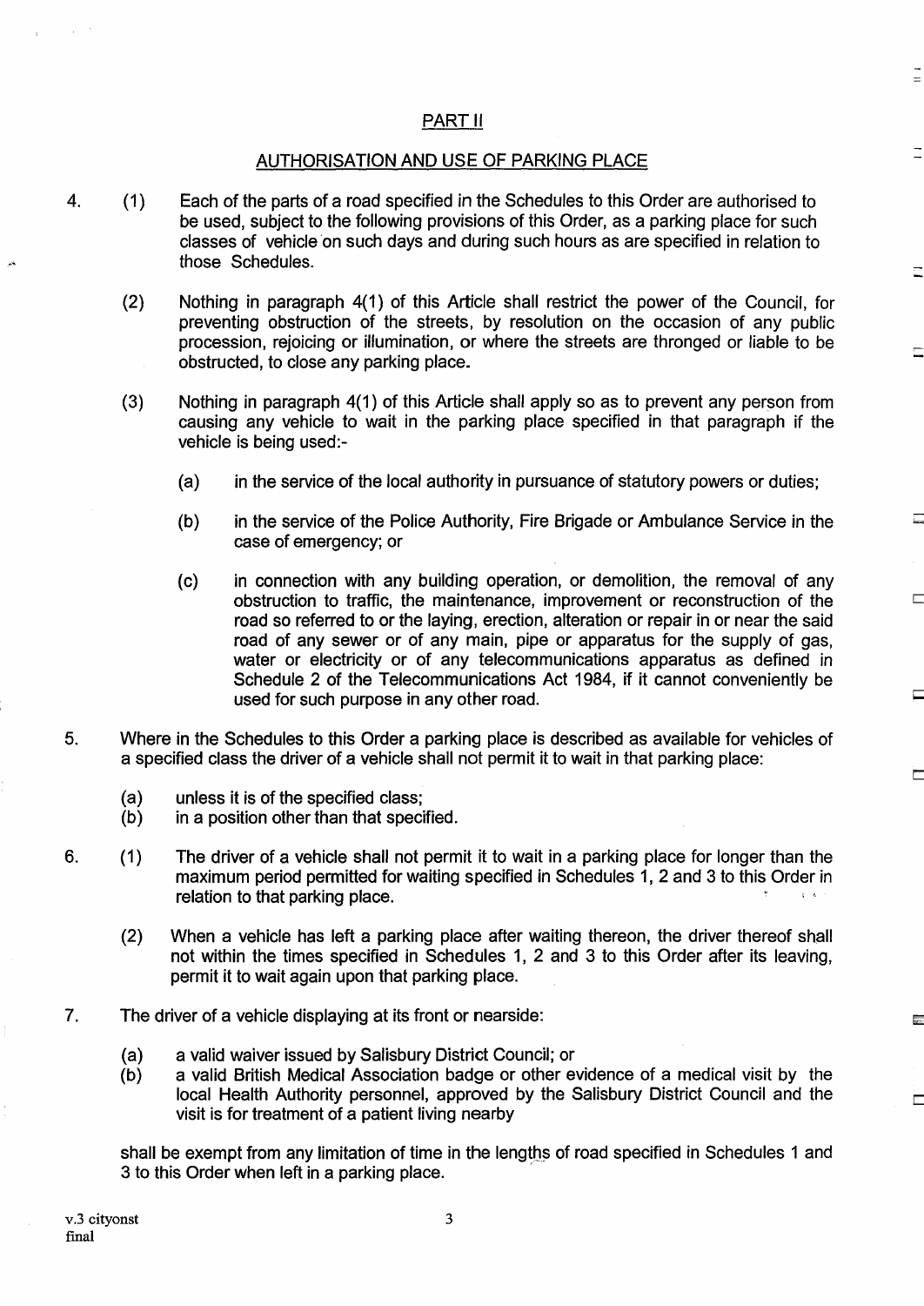## PART II

## AUTHORISATION AND USE OF PARKING PLACE

4. (1) Each of the parts of a road specified in the Schedules to this Order are authorised to be used, subject to the following provisions of this Order, as a parking place for such classes of vehicle on such days and during such hours as are specified in relation to those Schedules.

   (2) Nothing in paragraph 4(1) of this Article shall restrict the power of the Council, for preventing obstruction of the streets, by resolution on the occasion of any public procession, rejoicing or illumination, or where the streets are thronged or liable to be obstructed, to close any parking place.

   (3) Nothing in paragraph 4(1) of this Article shall apply so as to prevent any person from causing any vehicle to wait in the parking place specified in that paragraph if the vehicle is being used:-

   (a) in the service of the local authority in pursuance of statutory powers or duties;

   (b) in the service of the Police Authority, Fire Brigade or Ambulance Service in the case of emergency; or

   (c) in connection with any building operation, or demolition, the removal of any obstruction to traffic, the maintenance, improvement or reconstruction of the road so referred to or the laying, erection, alteration or repair in or near the said road of any sewer or of any main, pipe or apparatus for the supply of gas, water or electricity or of any telecommunications apparatus as defined in Schedule 2 of the Telecommunications Act 1984, if it cannot conveniently be used for such purpose in any other road.

5. Where in the Schedules to this Order a parking place is described as available for vehicles of a specified class the driver of a vehicle shall not permit it to wait in that parking place:

   (a) unless it is of the specified class;
   (b) in a position other than that specified.

6. (1) The driver of a vehicle shall not permit it to wait in a parking place for longer than the maximum period permitted for waiting specified in Schedules 1, 2 and 3 to this Order in relation to that parking place.

   (2) When a vehicle has left a parking place after waiting thereon, the driver thereof shall not within the times specified in Schedules 1, 2 and 3 to this Order after its leaving, permit it to wait again upon that parking place.

7. The driver of a vehicle displaying at its front or nearside:

   (a) a valid waiver issued by Salisbury District Council; or
   (b) a valid British Medical Association badge or other evidence of a medical visit by the local Health Authority personnel, approved by the Salisbury District Council and the visit is for treatment of a patient living nearby

   shall be exempt from any limitation of time in the lengths of road specified in Schedules 1 and 3 to this Order when left in a parking place.

v.3 cityonst
final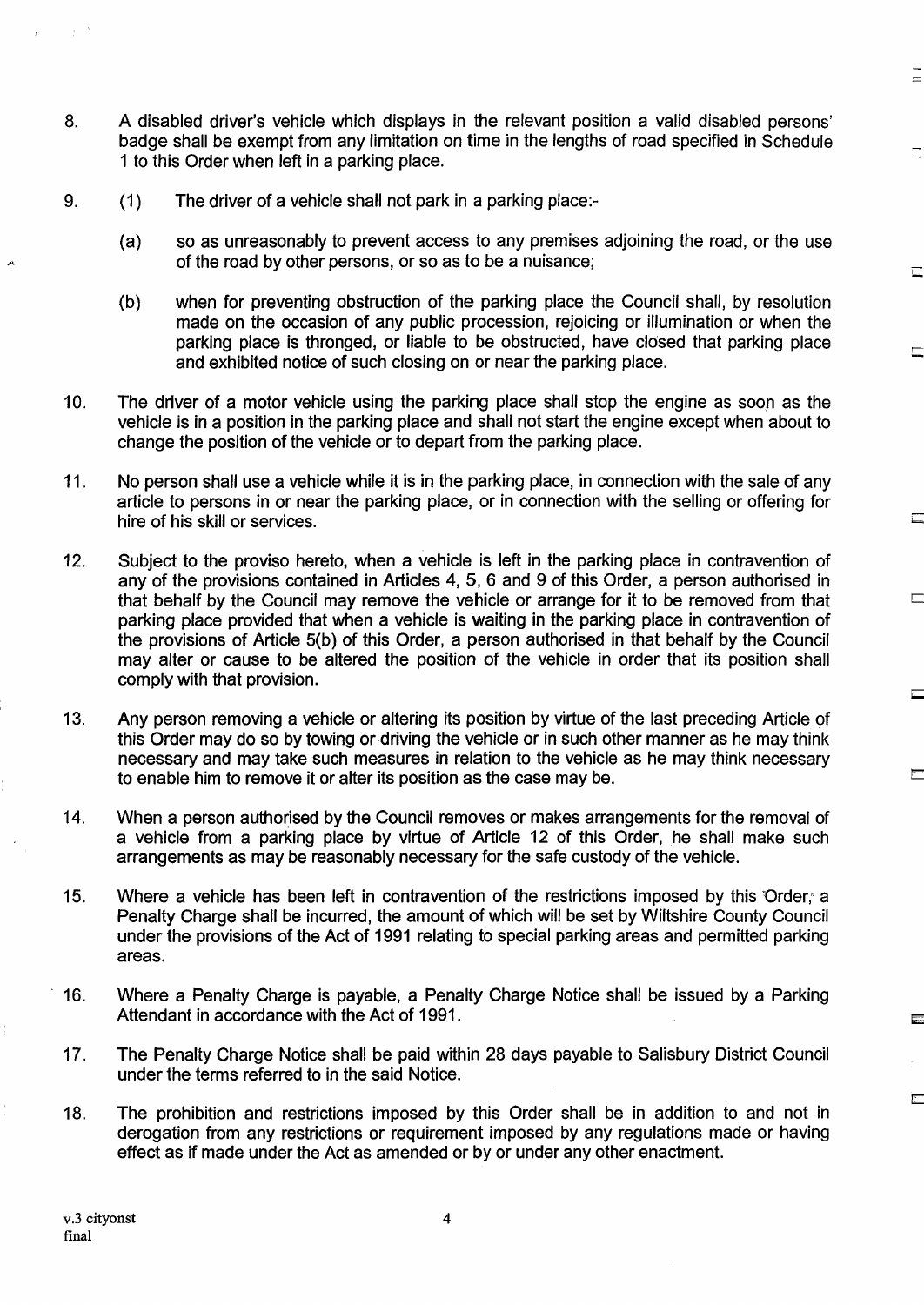8. A disabled driver's vehicle which displays in the relevant position a valid disabled persons' badge shall be exempt from any limitation on time in the lengths of road specified in Schedule 1 to this Order when left in a parking place.

9. (1) The driver of a vehicle shall not park in a parking place:-

   (a) so as unreasonably to prevent access to any premises adjoining the road, or the use of the road by other persons, or so as to be a nuisance;

   (b) when for preventing obstruction of the parking place the Council shall, by resolution made on the occasion of any public procession, rejoicing or illumination or when the parking place is thronged, or liable to be obstructed, have closed that parking place and exhibited notice of such closing on or near the parking place.

10. The driver of a motor vehicle using the parking place shall stop the engine as soon as the vehicle is in a position in the parking place and shall not start the engine except when about to change the position of the vehicle or to depart from the parking place.

11. No person shall use a vehicle while it is in the parking place, in connection with the sale of any article to persons in or near the parking place, or in connection with the selling or offering for hire of his skill or services.

12. Subject to the proviso hereto, when a vehicle is left in the parking place in contravention of any of the provisions contained in Articles 4, 5, 6 and 9 of this Order, a person authorised in that behalf by the Council may remove the vehicle or arrange for it to be removed from that parking place provided that when a vehicle is waiting in the parking place in contravention of the provisions of Article 5(b) of this Order, a person authorised in that behalf by the Council may alter or cause to be altered the position of the vehicle in order that its position shall comply with that provision.

13. Any person removing a vehicle or altering its position by virtue of the last preceding Article of this Order may do so by towing or driving the vehicle or in such other manner as he may think necessary and may take such measures in relation to the vehicle as he may think necessary to enable him to remove it or alter its position as the case may be.

14. When a person authorised by the Council removes or makes arrangements for the removal of a vehicle from a parking place by virtue of Article 12 of this Order, he shall make such arrangements as may be reasonably necessary for the safe custody of the vehicle.

15. Where a vehicle has been left in contravention of the restrictions imposed by this Order, a Penalty Charge shall be incurred, the amount of which will be set by Wiltshire County Council under the provisions of the Act of 1991 relating to special parking areas and permitted parking areas.

16. Where a Penalty Charge is payable, a Penalty Charge Notice shall be issued by a Parking Attendant in accordance with the Act of 1991.

17. The Penalty Charge Notice shall be paid within 28 days payable to Salisbury District Council under the terms referred to in the said Notice.

18. The prohibition and restrictions imposed by this Order shall be in addition to and not in derogation from any restrictions or requirement imposed by any regulations made or having effect as if made under the Act as amended or by or under any other enactment.

v.3 cityonst
final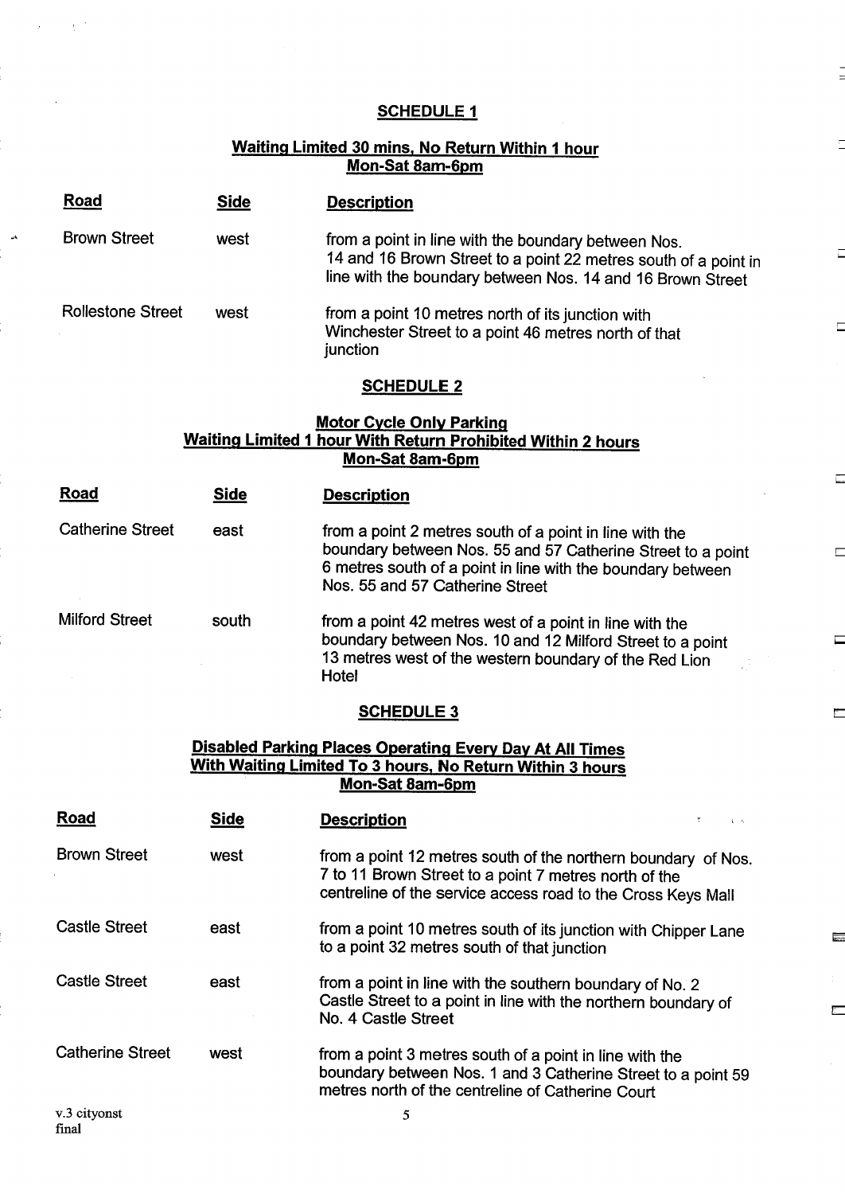## SCHEDULE 1

### Waiting Limited 30 mins, No Return Within 1 hour
### Mon-Sat 8am-6pm

| Road | Side | Description |
|---|---|---|
| Brown Street | west | from a point in line with the boundary between Nos. 14 and 16 Brown Street to a point 22 metres south of a point in line with the boundary between Nos. 14 and 16 Brown Street |
| Rollestone Street | west | from a point 10 metres north of its junction with Winchester Street to a point 46 metres north of that junction |

## SCHEDULE 2

### Motor Cycle Only Parking
### Waiting Limited 1 hour With Return Prohibited Within 2 hours
### Mon-Sat 8am-6pm

| Road | Side | Description |
|---|---|---|
| Catherine Street | east | from a point 2 metres south of a point in line with the boundary between Nos. 55 and 57 Catherine Street to a point 6 metres south of a point in line with the boundary between Nos. 55 and 57 Catherine Street |
| Milford Street | south | from a point 42 metres west of a point in line with the boundary between Nos. 10 and 12 Milford Street to a point 13 metres west of the western boundary of the Red Lion Hotel |

## SCHEDULE 3

### Disabled Parking Places Operating Every Day At All Times
### With Waiting Limited To 3 hours, No Return Within 3 hours
### Mon-Sat 8am-6pm

| Road | Side | Description |
|---|---|---|
| Brown Street | west | from a point 12 metres south of the northern boundary of Nos. 7 to 11 Brown Street to a point 7 metres north of the centreline of the service access road to the Cross Keys Mall |
| Castle Street | east | from a point 10 metres south of its junction with Chipper Lane to a point 32 metres south of that junction |
| Castle Street | east | from a point in line with the southern boundary of No. 2 Castle Street to a point in line with the northern boundary of No. 4 Castle Street |
| Catherine Street | west | from a point 3 metres south of a point in line with the boundary between Nos. 1 and 3 Catherine Street to a point 59 metres north of the centreline of Catherine Court |

v.3 cityonst
final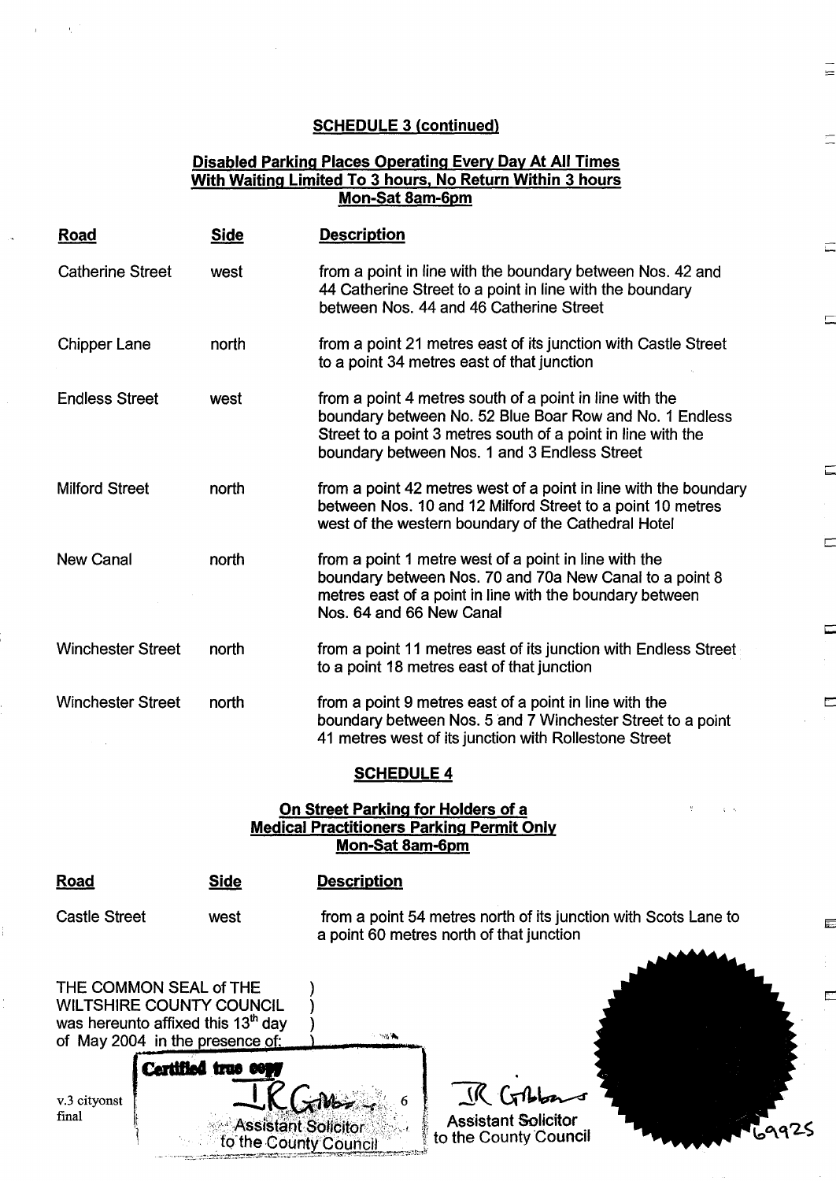## SCHEDULE 3 (continued)

### Disabled Parking Places Operating Every Day At All Times With Waiting Limited To 3 hours, No Return Within 3 hours Mon-Sat 8am-6pm

| Road | Side | Description |
|---|---|---|
| Catherine Street | west | from a point in line with the boundary between Nos. 42 and 44 Catherine Street to a point in line with the boundary between Nos. 44 and 46 Catherine Street |
| Chipper Lane | north | from a point 21 metres east of its junction with Castle Street to a point 34 metres east of that junction |
| Endless Street | west | from a point 4 metres south of a point in line with the boundary between No. 52 Blue Boar Row and No. 1 Endless Street to a point 3 metres south of a point in line with the boundary between Nos. 1 and 3 Endless Street |
| Milford Street | north | from a point 42 metres west of a point in line with the boundary between Nos. 10 and 12 Milford Street to a point 10 metres west of the western boundary of the Cathedral Hotel |
| New Canal | north | from a point 1 metre west of a point in line with the boundary between Nos. 70 and 70a New Canal to a point 8 metres east of a point in line with the boundary between Nos. 64 and 66 New Canal |
| Winchester Street | north | from a point 11 metres east of its junction with Endless Street to a point 18 metres east of that junction |
| Winchester Street | north | from a point 9 metres east of a point in line with the boundary between Nos. 5 and 7 Winchester Street to a point 41 metres west of its junction with Rollestone Street |

## SCHEDULE 4

### On Street Parking for Holders of a Medical Practitioners Parking Permit Only Mon-Sat 8am-6pm

| Road | Side | Description |
|---|---|---|
| Castle Street | west | from a point 54 metres north of its junction with Scots Lane to a point 60 metres north of that junction |

THE COMMON SEAL of THE WILTSHIRE COUNTY COUNCIL was hereunto affixed this 13th day of May 2004 in the presence of:

**Certified true copy**

J R Gibbons

Assistant Solicitor to the County Council

J R Gibbons

Assistant Solicitor to the County Council

v.3 cityonst final

69925